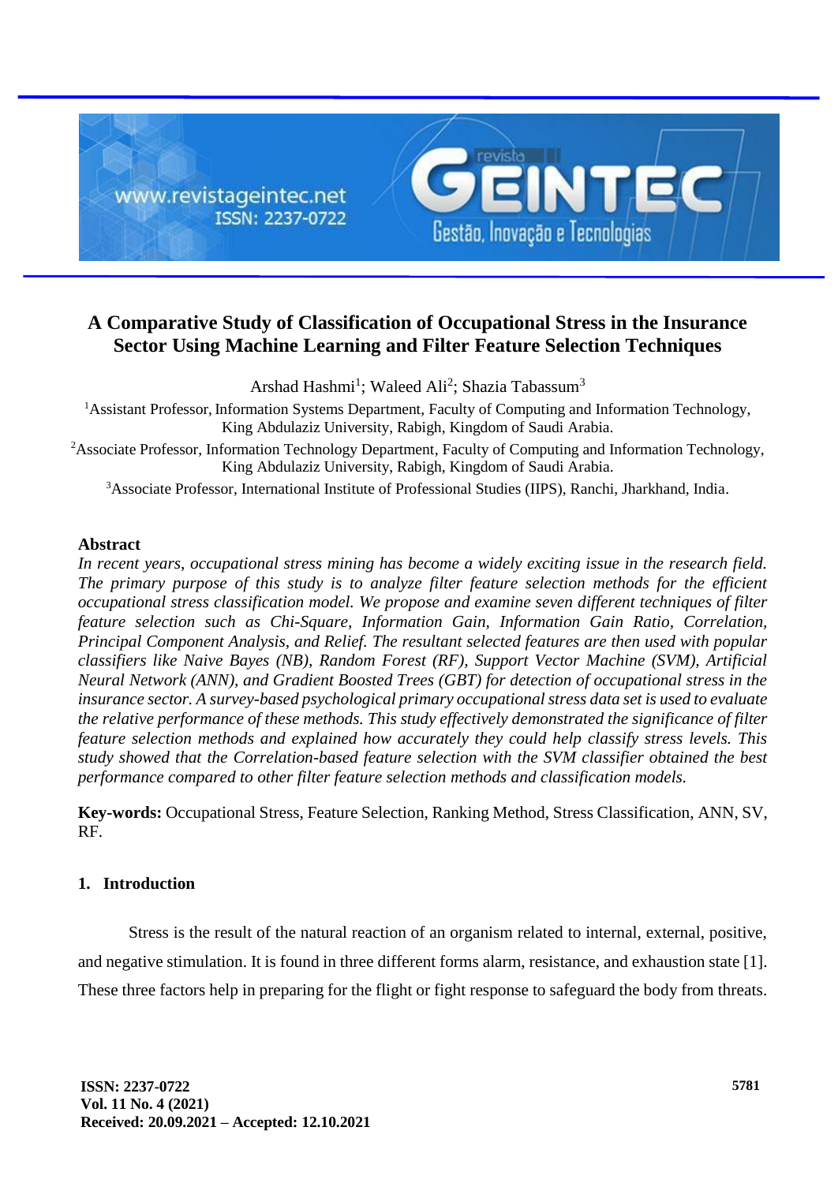# A Comparative Study of Classification of Occupational Stress in the Insurance Sector Using Machine Learning and Filter Feature Selection Techniques

Arshad Hashmi[1]; Waleed Ali[2]; Shazia Tabassum[3]

[1]Assistant Professor, Information Systems Department, Faculty of Computing and Information Technology, King Abdulaziz University, Rabigh, Kingdom of Saudi Arabia.

[2]Associate Professor, Information Technology Department, Faculty of Computing and Information Technology, King Abdulaziz University, Rabigh, Kingdom of Saudi Arabia.

[3]Associate Professor, International Institute of Professional Studies (IIPS), Ranchi, Jharkhand, India.

## Abstract

*In recent years, occupational stress mining has become a widely exciting issue in the research field. The primary purpose of this study is to analyze filter feature selection methods for the efficient occupational stress classification model. We propose and examine seven different techniques of filter feature selection such as Chi-Square, Information Gain, Information Gain Ratio, Correlation, Principal Component Analysis, and Relief. The resultant selected features are then used with popular classifiers like Naive Bayes (NB), Random Forest (RF), Support Vector Machine (SVM), Artificial Neural Network (ANN), and Gradient Boosted Trees (GBT) for detection of occupational stress in the insurance sector. A survey-based psychological primary occupational stress data set is used to evaluate the relative performance of these methods. This study effectively demonstrated the significance of filter feature selection methods and explained how accurately they could help classify stress levels. This study showed that the Correlation-based feature selection with the SVM classifier obtained the best performance compared to other filter feature selection methods and classification models.*

**Key-words:** Occupational Stress, Feature Selection, Ranking Method, Stress Classification, ANN, SV, RF.

## 1. Introduction

Stress is the result of the natural reaction of an organism related to internal, external, positive, and negative stimulation. It is found in three different forms alarm, resistance, and exhaustion state [1]. These three factors help in preparing for the flight or fight response to safeguard the body from threats.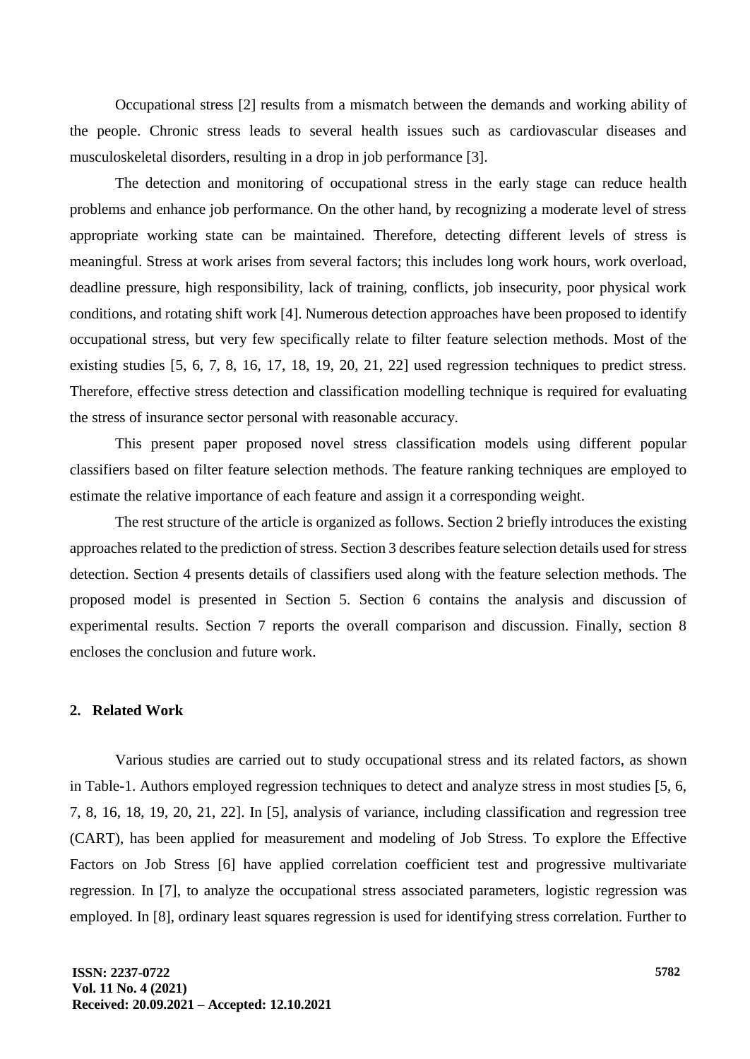Occupational stress [2] results from a mismatch between the demands and working ability of the people. Chronic stress leads to several health issues such as cardiovascular diseases and musculoskeletal disorders, resulting in a drop in job performance [3].

The detection and monitoring of occupational stress in the early stage can reduce health problems and enhance job performance. On the other hand, by recognizing a moderate level of stress appropriate working state can be maintained. Therefore, detecting different levels of stress is meaningful. Stress at work arises from several factors; this includes long work hours, work overload, deadline pressure, high responsibility, lack of training, conflicts, job insecurity, poor physical work conditions, and rotating shift work [4]. Numerous detection approaches have been proposed to identify occupational stress, but very few specifically relate to filter feature selection methods. Most of the existing studies [5, 6, 7, 8, 16, 17, 18, 19, 20, 21, 22] used regression techniques to predict stress. Therefore, effective stress detection and classification modelling technique is required for evaluating the stress of insurance sector personal with reasonable accuracy.

This present paper proposed novel stress classification models using different popular classifiers based on filter feature selection methods. The feature ranking techniques are employed to estimate the relative importance of each feature and assign it a corresponding weight.

The rest structure of the article is organized as follows. Section 2 briefly introduces the existing approaches related to the prediction of stress. Section 3 describes feature selection details used for stress detection. Section 4 presents details of classifiers used along with the feature selection methods. The proposed model is presented in Section 5. Section 6 contains the analysis and discussion of experimental results. Section 7 reports the overall comparison and discussion. Finally, section 8 encloses the conclusion and future work.

## 2. Related Work

Various studies are carried out to study occupational stress and its related factors, as shown in Table-1. Authors employed regression techniques to detect and analyze stress in most studies [5, 6, 7, 8, 16, 18, 19, 20, 21, 22]. In [5], analysis of variance, including classification and regression tree (CART), has been applied for measurement and modeling of Job Stress. To explore the Effective Factors on Job Stress [6] have applied correlation coefficient test and progressive multivariate regression. In [7], to analyze the occupational stress associated parameters, logistic regression was employed. In [8], ordinary least squares regression is used for identifying stress correlation. Further to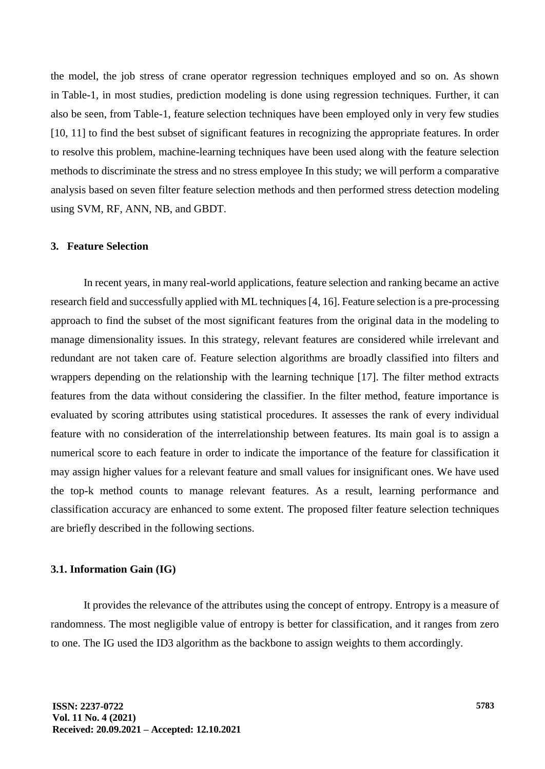the model, the job stress of crane operator regression techniques employed and so on. As shown in Table-1, in most studies, prediction modeling is done using regression techniques. Further, it can also be seen, from Table-1, feature selection techniques have been employed only in very few studies [10, 11] to find the best subset of significant features in recognizing the appropriate features. In order to resolve this problem, machine-learning techniques have been used along with the feature selection methods to discriminate the stress and no stress employee In this study; we will perform a comparative analysis based on seven filter feature selection methods and then performed stress detection modeling using SVM, RF, ANN, NB, and GBDT.

## 3. Feature Selection

In recent years, in many real-world applications, feature selection and ranking became an active research field and successfully applied with ML techniques [4, 16]. Feature selection is a pre-processing approach to find the subset of the most significant features from the original data in the modeling to manage dimensionality issues. In this strategy, relevant features are considered while irrelevant and redundant are not taken care of. Feature selection algorithms are broadly classified into filters and wrappers depending on the relationship with the learning technique [17]. The filter method extracts features from the data without considering the classifier. In the filter method, feature importance is evaluated by scoring attributes using statistical procedures. It assesses the rank of every individual feature with no consideration of the interrelationship between features. Its main goal is to assign a numerical score to each feature in order to indicate the importance of the feature for classification it may assign higher values for a relevant feature and small values for insignificant ones. We have used the top-k method counts to manage relevant features. As a result, learning performance and classification accuracy are enhanced to some extent. The proposed filter feature selection techniques are briefly described in the following sections.

### 3.1. Information Gain (IG)

It provides the relevance of the attributes using the concept of entropy. Entropy is a measure of randomness. The most negligible value of entropy is better for classification, and it ranges from zero to one. The IG used the ID3 algorithm as the backbone to assign weights to them accordingly.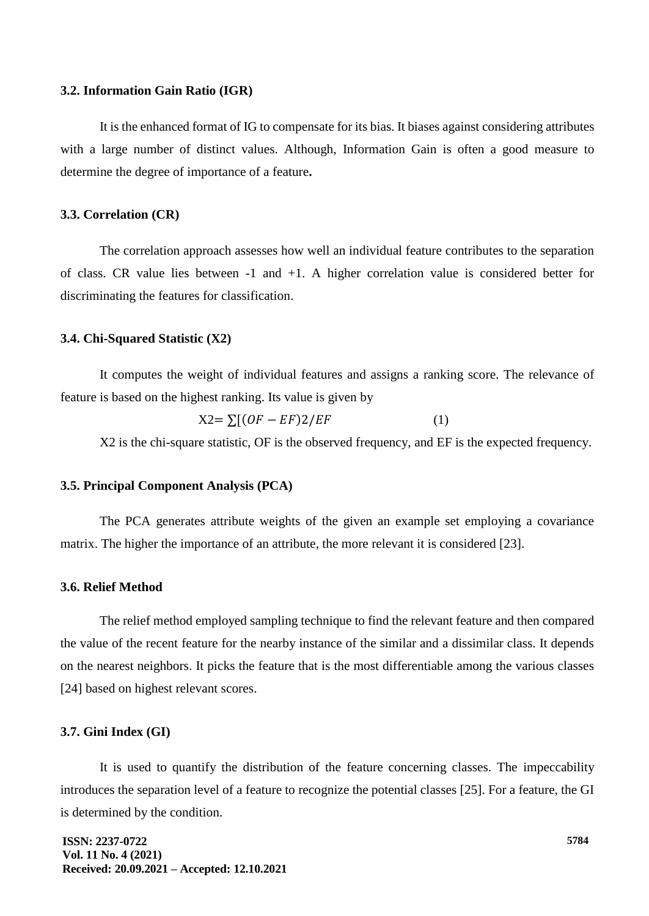### 3.2. Information Gain Ratio (IGR)

It is the enhanced format of IG to compensate for its bias. It biases against considering attributes with a large number of distinct values. Although, Information Gain is often a good measure to determine the degree of importance of a feature**.**

### 3.3. Correlation (CR)

The correlation approach assesses how well an individual feature contributes to the separation of class. CR value lies between -1 and +1. A higher correlation value is considered better for discriminating the features for classification.

### 3.4. Chi-Squared Statistic (X2)

It computes the weight of individual features and assigns a ranking score. The relevance of feature is based on the highest ranking. Its value is given by

$$X2 = \sum[(OF - EF)2/EF \qquad (1)$$

X2 is the chi-square statistic, OF is the observed frequency, and EF is the expected frequency.

### 3.5. Principal Component Analysis (PCA)

The PCA generates attribute weights of the given an example set employing a covariance matrix. The higher the importance of an attribute, the more relevant it is considered [23].

### 3.6. Relief Method

The relief method employed sampling technique to find the relevant feature and then compared the value of the recent feature for the nearby instance of the similar and a dissimilar class. It depends on the nearest neighbors. It picks the feature that is the most differentiable among the various classes [24] based on highest relevant scores.

### 3.7. Gini Index (GI)

It is used to quantify the distribution of the feature concerning classes. The impeccability introduces the separation level of a feature to recognize the potential classes [25]. For a feature, the GI is determined by the condition.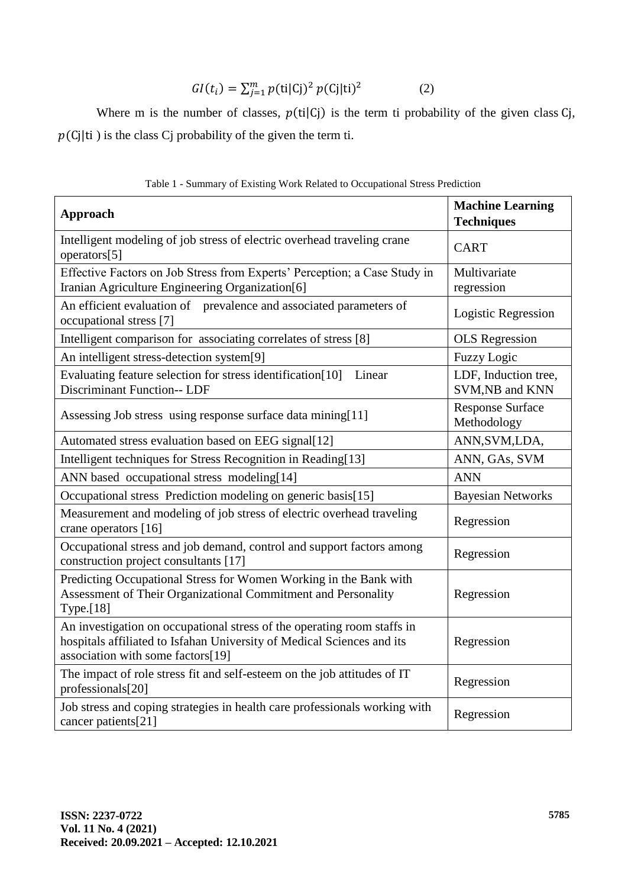$$GI(t_i) = \sum_{j=1}^{m} p(\text{ti}|\text{Cj})^2 \, p(\text{Cj}|\text{ti})^2 \qquad (2)$$

Where m is the number of classes, $p(\text{ti}|\text{Cj})$ is the term ti probability of the given class Cj, $p(\text{Cj}|\text{ti})$ is the class Cj probability of the given the term ti.

Table 1 - Summary of Existing Work Related to Occupational Stress Prediction

| **Approach** | **Machine Learning Techniques** |
|---|---|
| Intelligent modeling of job stress of electric overhead traveling crane operators[5] | CART |
| Effective Factors on Job Stress from Experts' Perception; a Case Study in Iranian Agriculture Engineering Organization[6] | Multivariate regression |
| An efficient evaluation of prevalence and associated parameters of occupational stress [7] | Logistic Regression |
| Intelligent comparison for associating correlates of stress [8] | OLS Regression |
| An intelligent stress-detection system[9] | Fuzzy Logic |
| Evaluating feature selection for stress identification[10] Linear Discriminant Function-- LDF | LDF, Induction tree, SVM,NB and KNN |
| Assessing Job stress using response surface data mining[11] | Response Surface Methodology |
| Automated stress evaluation based on EEG signal[12] | ANN,SVM,LDA, |
| Intelligent techniques for Stress Recognition in Reading[13] | ANN, GAs, SVM |
| ANN based occupational stress modeling[14] | ANN |
| Occupational stress Prediction modeling on generic basis[15] | Bayesian Networks |
| Measurement and modeling of job stress of electric overhead traveling crane operators [16] | Regression |
| Occupational stress and job demand, control and support factors among construction project consultants [17] | Regression |
| Predicting Occupational Stress for Women Working in the Bank with Assessment of Their Organizational Commitment and Personality Type.[18] | Regression |
| An investigation on occupational stress of the operating room staffs in hospitals affiliated to Isfahan University of Medical Sciences and its association with some factors[19] | Regression |
| The impact of role stress fit and self-esteem on the job attitudes of IT professionals[20] | Regression |
| Job stress and coping strategies in health care professionals working with cancer patients[21] | Regression |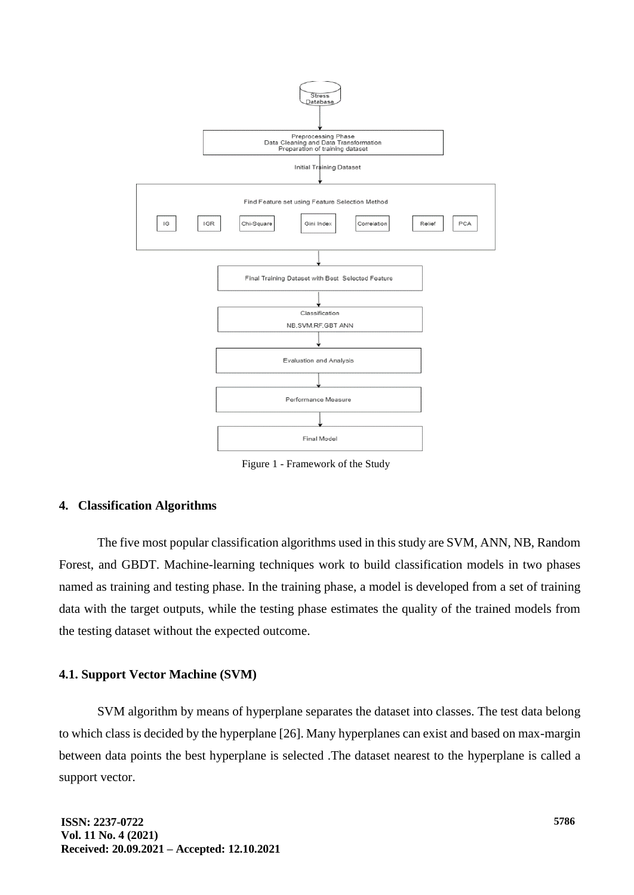Figure 1 - Framework of the Study

## 4. Classification Algorithms

The five most popular classification algorithms used in this study are SVM, ANN, NB, Random Forest, and GBDT. Machine-learning techniques work to build classification models in two phases named as training and testing phase. In the training phase, a model is developed from a set of training data with the target outputs, while the testing phase estimates the quality of the trained models from the testing dataset without the expected outcome.

### 4.1. Support Vector Machine (SVM)

SVM algorithm by means of hyperplane separates the dataset into classes. The test data belong to which class is decided by the hyperplane [26]. Many hyperplanes can exist and based on max-margin between data points the best hyperplane is selected .The dataset nearest to the hyperplane is called a support vector.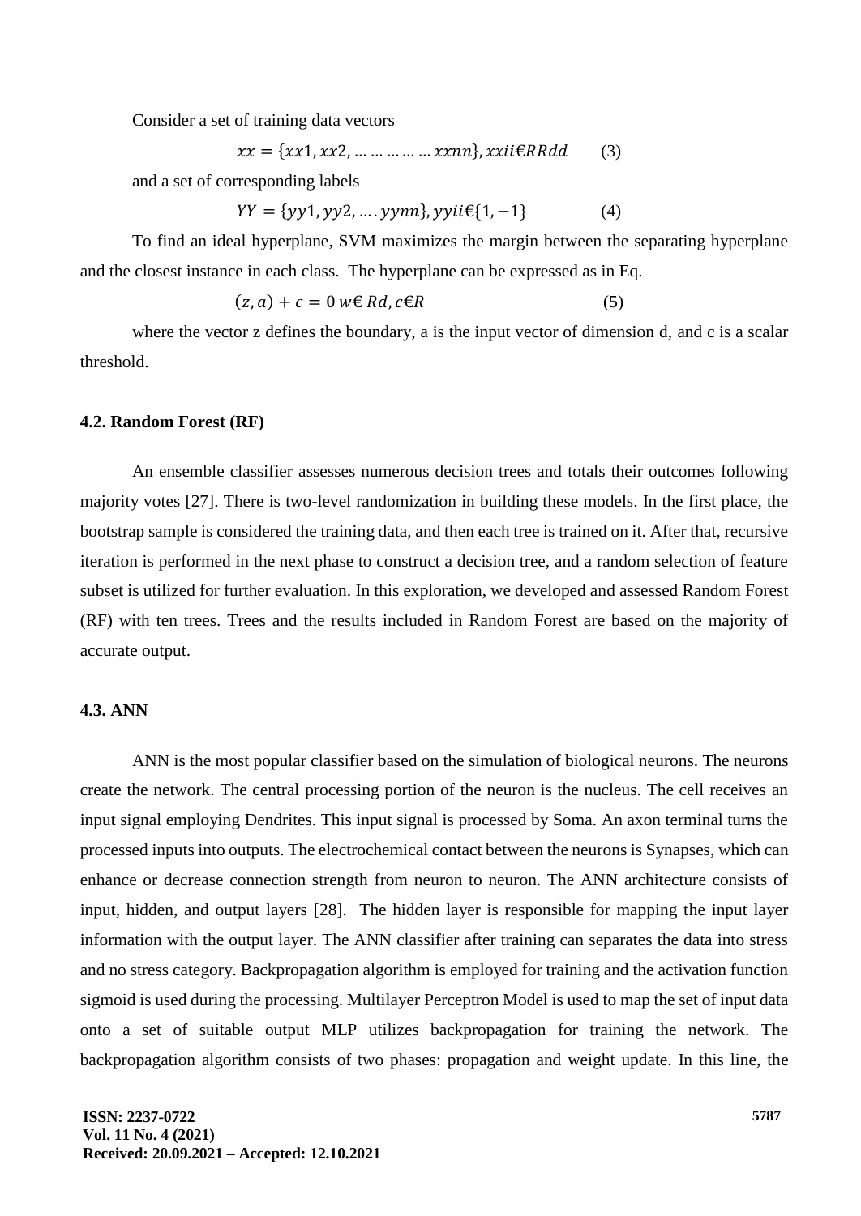Consider a set of training data vectors

$$xx = \{xx1, xx2, \dots \dots \dots \dots \dots xxnn\}, xxi i€RRdd \qquad (3)$$

and a set of corresponding labels

$$YY = \{yy1, yy2, \dots . yynn\}, yyii€\{1, -1\} \qquad (4)$$

To find an ideal hyperplane, SVM maximizes the margin between the separating hyperplane and the closest instance in each class. The hyperplane can be expressed as in Eq.

$$(z, a) + c = 0 \; w€ Rd, c€R \qquad (5)$$

where the vector z defines the boundary, a is the input vector of dimension d, and c is a scalar threshold.

### 4.2. Random Forest (RF)

An ensemble classifier assesses numerous decision trees and totals their outcomes following majority votes [27]. There is two-level randomization in building these models. In the first place, the bootstrap sample is considered the training data, and then each tree is trained on it. After that, recursive iteration is performed in the next phase to construct a decision tree, and a random selection of feature subset is utilized for further evaluation. In this exploration, we developed and assessed Random Forest (RF) with ten trees. Trees and the results included in Random Forest are based on the majority of accurate output.

### 4.3. ANN

ANN is the most popular classifier based on the simulation of biological neurons. The neurons create the network. The central processing portion of the neuron is the nucleus. The cell receives an input signal employing Dendrites. This input signal is processed by Soma. An axon terminal turns the processed inputs into outputs. The electrochemical contact between the neurons is Synapses, which can enhance or decrease connection strength from neuron to neuron. The ANN architecture consists of input, hidden, and output layers [28]. The hidden layer is responsible for mapping the input layer information with the output layer. The ANN classifier after training can separates the data into stress and no stress category. Backpropagation algorithm is employed for training and the activation function sigmoid is used during the processing. Multilayer Perceptron Model is used to map the set of input data onto a set of suitable output MLP utilizes backpropagation for training the network. The backpropagation algorithm consists of two phases: propagation and weight update. In this line, the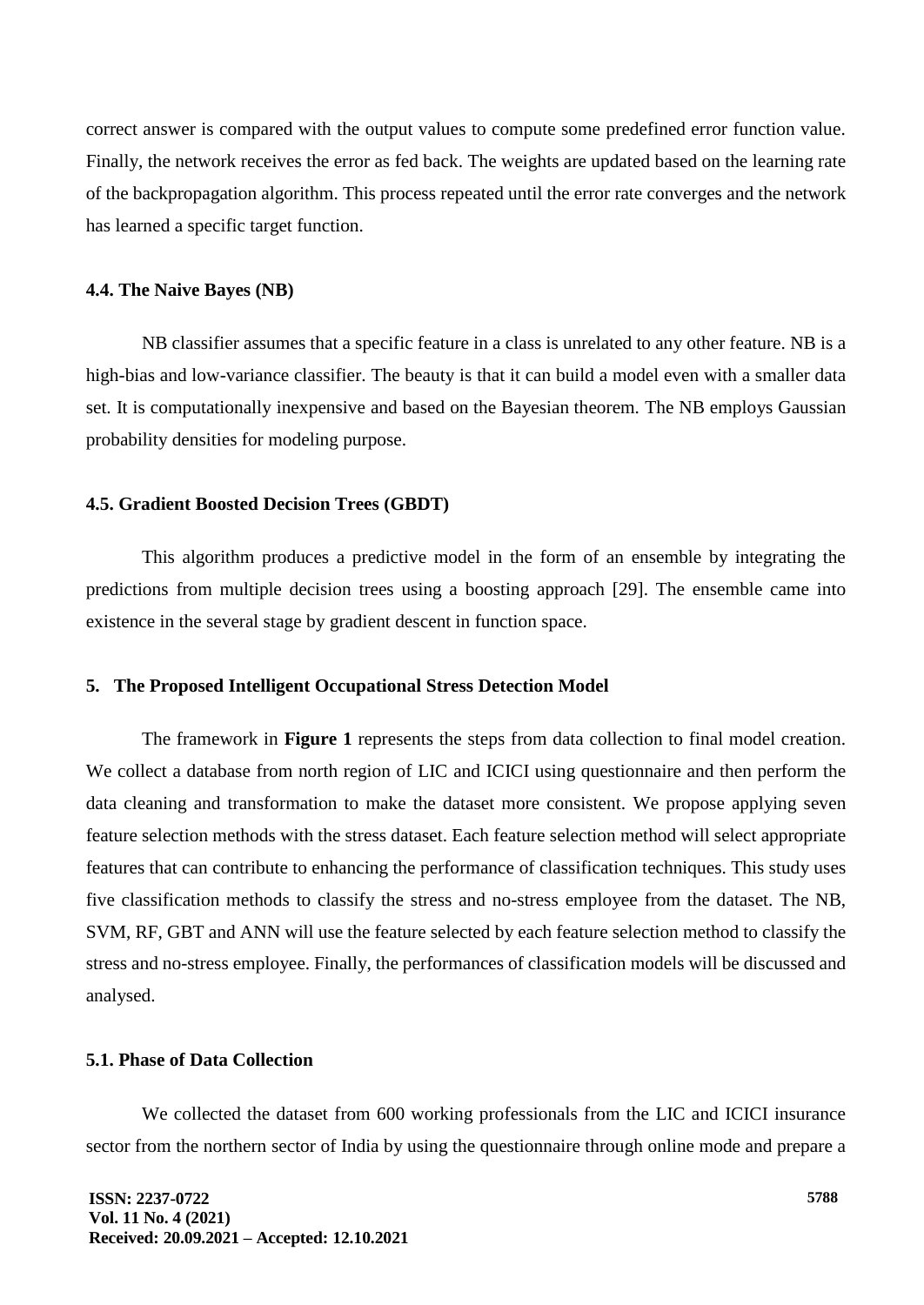correct answer is compared with the output values to compute some predefined error function value. Finally, the network receives the error as fed back. The weights are updated based on the learning rate of the backpropagation algorithm. This process repeated until the error rate converges and the network has learned a specific target function.

### 4.4. The Naive Bayes (NB)

NB classifier assumes that a specific feature in a class is unrelated to any other feature. NB is a high-bias and low-variance classifier. The beauty is that it can build a model even with a smaller data set. It is computationally inexpensive and based on the Bayesian theorem. The NB employs Gaussian probability densities for modeling purpose.

### 4.5. Gradient Boosted Decision Trees (GBDT)

This algorithm produces a predictive model in the form of an ensemble by integrating the predictions from multiple decision trees using a boosting approach [29]. The ensemble came into existence in the several stage by gradient descent in function space.

## 5. The Proposed Intelligent Occupational Stress Detection Model

The framework in **Figure 1** represents the steps from data collection to final model creation. We collect a database from north region of LIC and ICICI using questionnaire and then perform the data cleaning and transformation to make the dataset more consistent. We propose applying seven feature selection methods with the stress dataset. Each feature selection method will select appropriate features that can contribute to enhancing the performance of classification techniques. This study uses five classification methods to classify the stress and no-stress employee from the dataset. The NB, SVM, RF, GBT and ANN will use the feature selected by each feature selection method to classify the stress and no-stress employee. Finally, the performances of classification models will be discussed and analysed.

### 5.1. Phase of Data Collection

We collected the dataset from 600 working professionals from the LIC and ICICI insurance sector from the northern sector of India by using the questionnaire through online mode and prepare a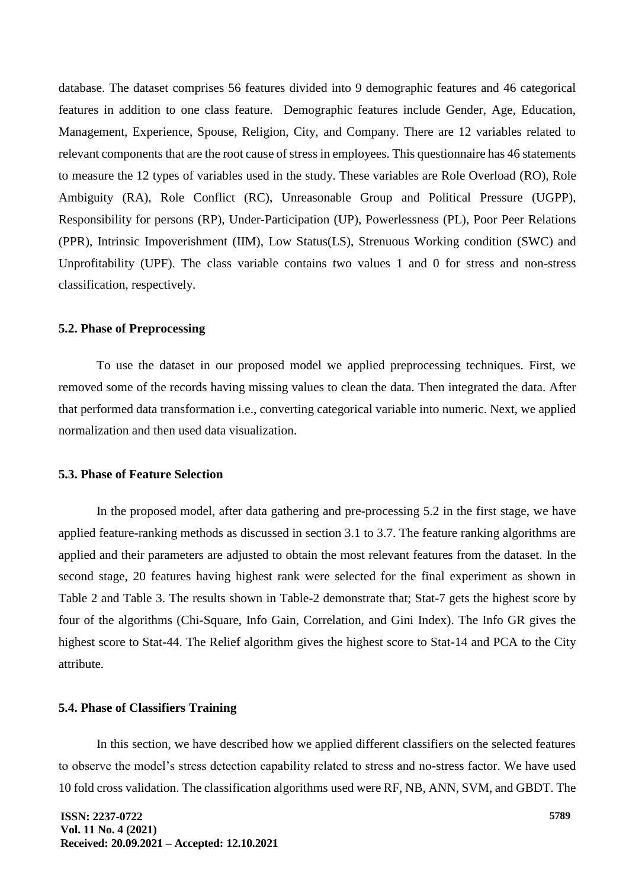database. The dataset comprises 56 features divided into 9 demographic features and 46 categorical features in addition to one class feature. Demographic features include Gender, Age, Education, Management, Experience, Spouse, Religion, City, and Company. There are 12 variables related to relevant components that are the root cause of stress in employees. This questionnaire has 46 statements to measure the 12 types of variables used in the study. These variables are Role Overload (RO), Role Ambiguity (RA), Role Conflict (RC), Unreasonable Group and Political Pressure (UGPP), Responsibility for persons (RP), Under-Participation (UP), Powerlessness (PL), Poor Peer Relations (PPR), Intrinsic Impoverishment (IIM), Low Status(LS), Strenuous Working condition (SWC) and Unprofitability (UPF). The class variable contains two values 1 and 0 for stress and non-stress classification, respectively.

### 5.2. Phase of Preprocessing

To use the dataset in our proposed model we applied preprocessing techniques. First, we removed some of the records having missing values to clean the data. Then integrated the data. After that performed data transformation i.e., converting categorical variable into numeric. Next, we applied normalization and then used data visualization.

### 5.3. Phase of Feature Selection

In the proposed model, after data gathering and pre-processing 5.2 in the first stage, we have applied feature-ranking methods as discussed in section 3.1 to 3.7. The feature ranking algorithms are applied and their parameters are adjusted to obtain the most relevant features from the dataset. In the second stage, 20 features having highest rank were selected for the final experiment as shown in Table 2 and Table 3. The results shown in Table-2 demonstrate that; Stat-7 gets the highest score by four of the algorithms (Chi-Square, Info Gain, Correlation, and Gini Index). The Info GR gives the highest score to Stat-44. The Relief algorithm gives the highest score to Stat-14 and PCA to the City attribute.

### 5.4. Phase of Classifiers Training

In this section, we have described how we applied different classifiers on the selected features to observe the model's stress detection capability related to stress and no-stress factor. We have used 10 fold cross validation. The classification algorithms used were RF, NB, ANN, SVM, and GBDT. The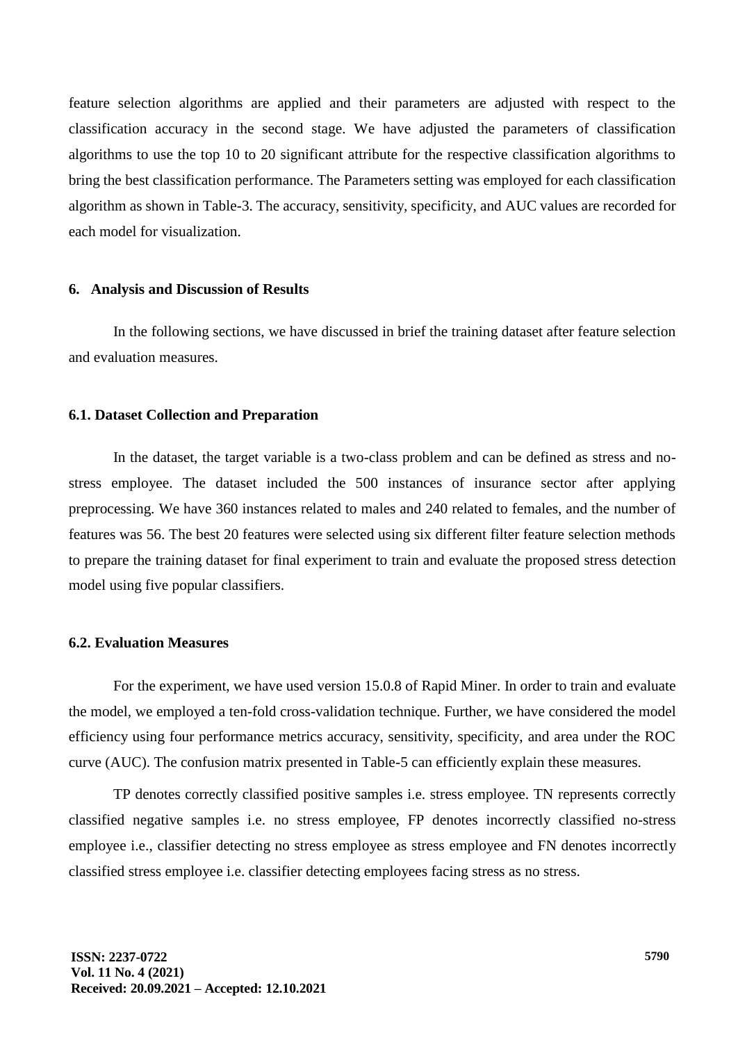feature selection algorithms are applied and their parameters are adjusted with respect to the classification accuracy in the second stage. We have adjusted the parameters of classification algorithms to use the top 10 to 20 significant attribute for the respective classification algorithms to bring the best classification performance. The Parameters setting was employed for each classification algorithm as shown in Table-3. The accuracy, sensitivity, specificity, and AUC values are recorded for each model for visualization.

## 6. Analysis and Discussion of Results

In the following sections, we have discussed in brief the training dataset after feature selection and evaluation measures.

### 6.1. Dataset Collection and Preparation

In the dataset, the target variable is a two-class problem and can be defined as stress and no-stress employee. The dataset included the 500 instances of insurance sector after applying preprocessing. We have 360 instances related to males and 240 related to females, and the number of features was 56. The best 20 features were selected using six different filter feature selection methods to prepare the training dataset for final experiment to train and evaluate the proposed stress detection model using five popular classifiers.

### 6.2. Evaluation Measures

For the experiment, we have used version 15.0.8 of Rapid Miner. In order to train and evaluate the model, we employed a ten-fold cross-validation technique. Further, we have considered the model efficiency using four performance metrics accuracy, sensitivity, specificity, and area under the ROC curve (AUC). The confusion matrix presented in Table-5 can efficiently explain these measures.

TP denotes correctly classified positive samples i.e. stress employee. TN represents correctly classified negative samples i.e. no stress employee, FP denotes incorrectly classified no-stress employee i.e., classifier detecting no stress employee as stress employee and FN denotes incorrectly classified stress employee i.e. classifier detecting employees facing stress as no stress.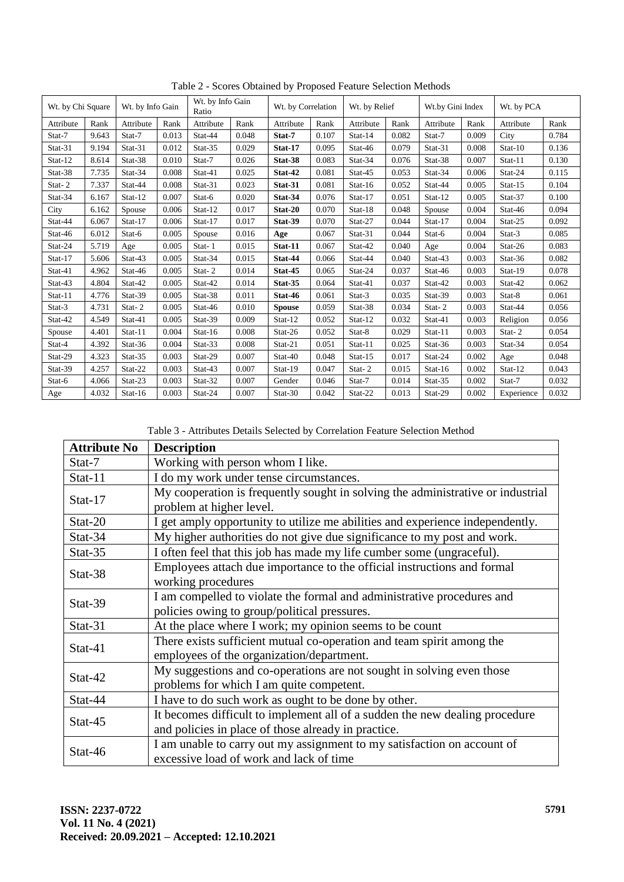Table 2 - Scores Obtained by Proposed Feature Selection Methods

| Wt. by Chi Square | | Wt. by Info Gain | | Wt. by Info Gain Ratio | | Wt. by Correlation | | Wt. by Relief | | Wt.by Gini Index | | Wt. by PCA | |
|---|---|---|---|---|---|---|---|---|---|---|---|---|---|
| Attribute | Rank | Attribute | Rank | Attribute | Rank | Attribute | Rank | Attribute | Rank | Attribute | Rank | Attribute | Rank |
| Stat-7 | 9.643 | Stat-7 | 0.013 | Stat-44 | 0.048 | **Stat-7** | 0.107 | Stat-14 | 0.082 | Stat-7 | 0.009 | City | 0.784 |
| Stat-31 | 9.194 | Stat-31 | 0.012 | Stat-35 | 0.029 | **Stat-17** | 0.095 | Stat-46 | 0.079 | Stat-31 | 0.008 | Stat-10 | 0.136 |
| Stat-12 | 8.614 | Stat-38 | 0.010 | Stat-7 | 0.026 | **Stat-38** | 0.083 | Stat-34 | 0.076 | Stat-38 | 0.007 | Stat-11 | 0.130 |
| Stat-38 | 7.735 | Stat-34 | 0.008 | Stat-41 | 0.025 | **Stat-42** | 0.081 | Stat-45 | 0.053 | Stat-34 | 0.006 | Stat-24 | 0.115 |
| Stat- 2 | 7.337 | Stat-44 | 0.008 | Stat-31 | 0.023 | **Stat-31** | 0.081 | Stat-16 | 0.052 | Stat-44 | 0.005 | Stat-15 | 0.104 |
| Stat-34 | 6.167 | Stat-12 | 0.007 | Stat-6 | 0.020 | **Stat-34** | 0.076 | Stat-17 | 0.051 | Stat-12 | 0.005 | Stat-37 | 0.100 |
| City | 6.162 | Spouse | 0.006 | Stat-12 | 0.017 | **Stat-20** | 0.070 | Stat-18 | 0.048 | Spouse | 0.004 | Stat-46 | 0.094 |
| Stat-44 | 6.067 | Stat-17 | 0.006 | Stat-17 | 0.017 | **Stat-39** | 0.070 | Stat-27 | 0.044 | Stat-17 | 0.004 | Stat-25 | 0.092 |
| Stat-46 | 6.012 | Stat-6 | 0.005 | Spouse | 0.016 | **Age** | 0.067 | Stat-31 | 0.044 | Stat-6 | 0.004 | Stat-3 | 0.085 |
| Stat-24 | 5.719 | Age | 0.005 | Stat- 1 | 0.015 | **Stat-11** | 0.067 | Stat-42 | 0.040 | Age | 0.004 | Stat-26 | 0.083 |
| Stat-17 | 5.606 | Stat-43 | 0.005 | Stat-34 | 0.015 | **Stat-44** | 0.066 | Stat-44 | 0.040 | Stat-43 | 0.003 | Stat-36 | 0.082 |
| Stat-41 | 4.962 | Stat-46 | 0.005 | Stat- 2 | 0.014 | **Stat-45** | 0.065 | Stat-24 | 0.037 | Stat-46 | 0.003 | Stat-19 | 0.078 |
| Stat-43 | 4.804 | Stat-42 | 0.005 | Stat-42 | 0.014 | **Stat-35** | 0.064 | Stat-41 | 0.037 | Stat-42 | 0.003 | Stat-42 | 0.062 |
| Stat-11 | 4.776 | Stat-39 | 0.005 | Stat-38 | 0.011 | **Stat-46** | 0.061 | Stat-3 | 0.035 | Stat-39 | 0.003 | Stat-8 | 0.061 |
| Stat-3 | 4.731 | Stat- 2 | 0.005 | Stat-46 | 0.010 | **Spouse** | 0.059 | Stat-38 | 0.034 | Stat- 2 | 0.003 | Stat-44 | 0.056 |
| Stat-42 | 4.549 | Stat-41 | 0.005 | Stat-39 | 0.009 | Stat-12 | 0.052 | Stat-12 | 0.032 | Stat-41 | 0.003 | Religion | 0.056 |
| Spouse | 4.401 | Stat-11 | 0.004 | Stat-16 | 0.008 | Stat-26 | 0.052 | Stat-8 | 0.029 | Stat-11 | 0.003 | Stat- 2 | 0.054 |
| Stat-4 | 4.392 | Stat-36 | 0.004 | Stat-33 | 0.008 | Stat-21 | 0.051 | Stat-11 | 0.025 | Stat-36 | 0.003 | Stat-34 | 0.054 |
| Stat-29 | 4.323 | Stat-35 | 0.003 | Stat-29 | 0.007 | Stat-40 | 0.048 | Stat-15 | 0.017 | Stat-24 | 0.002 | Age | 0.048 |
| Stat-39 | 4.257 | Stat-22 | 0.003 | Stat-43 | 0.007 | Stat-19 | 0.047 | Stat- 2 | 0.015 | Stat-16 | 0.002 | Stat-12 | 0.043 |
| Stat-6 | 4.066 | Stat-23 | 0.003 | Stat-32 | 0.007 | Gender | 0.046 | Stat-7 | 0.014 | Stat-35 | 0.002 | Stat-7 | 0.032 |
| Age | 4.032 | Stat-16 | 0.003 | Stat-24 | 0.007 | Stat-30 | 0.042 | Stat-22 | 0.013 | Stat-29 | 0.002 | Experience | 0.032 |

Table 3 - Attributes Details Selected by Correlation Feature Selection Method

| Attribute No | Description |
|---|---|
| Stat-7 | Working with person whom I like. |
| Stat-11 | I do my work under tense circumstances. |
| Stat-17 | My cooperation is frequently sought in solving the administrative or industrial problem at higher level. |
| Stat-20 | I get amply opportunity to utilize me abilities and experience independently. |
| Stat-34 | My higher authorities do not give due significance to my post and work. |
| Stat-35 | I often feel that this job has made my life cumber some (ungraceful). |
| Stat-38 | Employees attach due importance to the official instructions and formal working procedures |
| Stat-39 | I am compelled to violate the formal and administrative procedures and policies owing to group/political pressures. |
| Stat-31 | At the place where I work; my opinion seems to be count |
| Stat-41 | There exists sufficient mutual co-operation and team spirit among the employees of the organization/department. |
| Stat-42 | My suggestions and co-operations are not sought in solving even those problems for which I am quite competent. |
| Stat-44 | I have to do such work as ought to be done by other. |
| Stat-45 | It becomes difficult to implement all of a sudden the new dealing procedure and policies in place of those already in practice. |
| Stat-46 | I am unable to carry out my assignment to my satisfaction on account of excessive load of work and lack of time |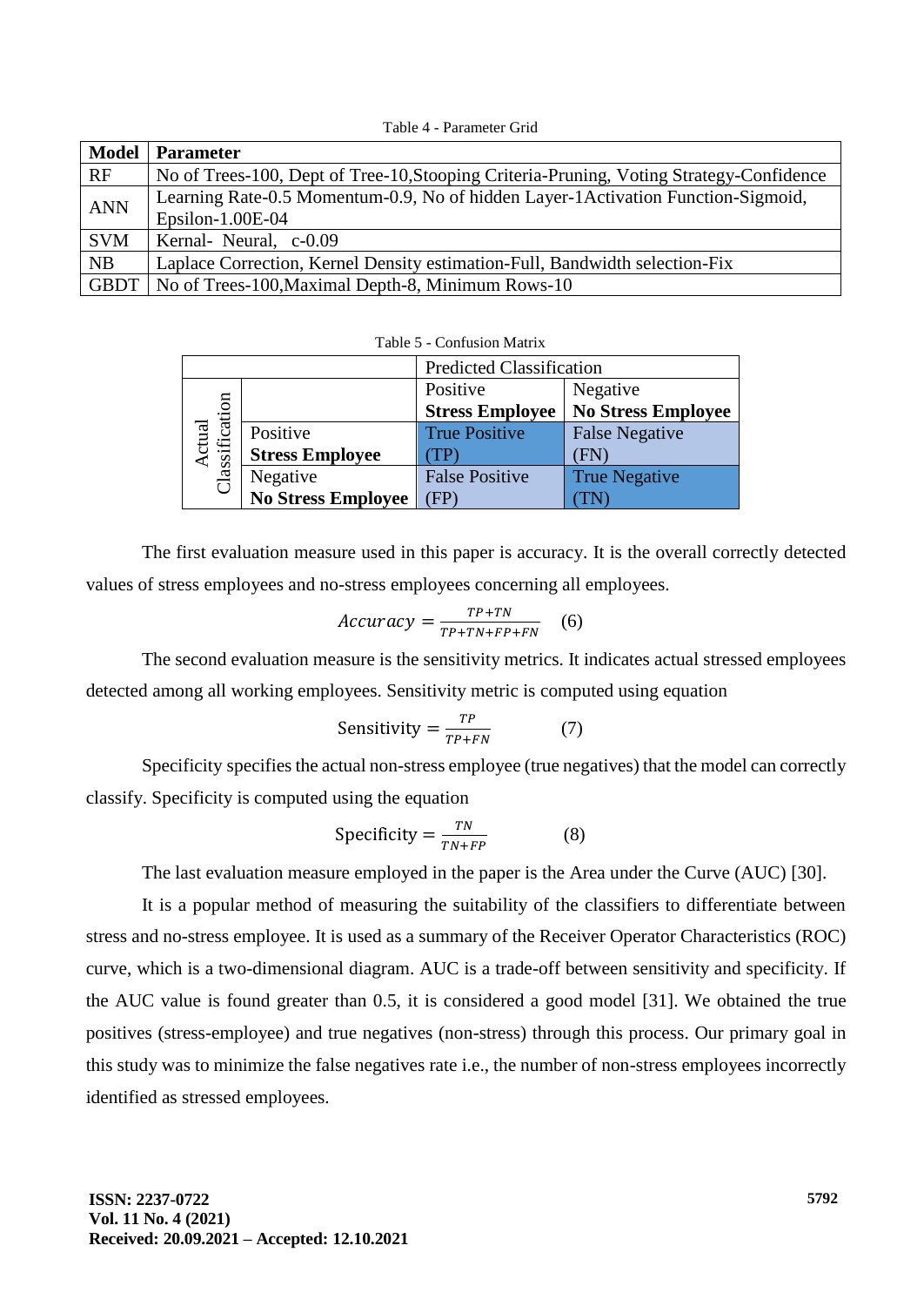Table 4 - Parameter Grid

| Model | Parameter |
|---|---|
| RF | No of Trees-100, Dept of Tree-10,Stooping Criteria-Pruning, Voting Strategy-Confidence |
| ANN | Learning Rate-0.5 Momentum-0.9, No of hidden Layer-1Activation Function-Sigmoid, Epsilon-1.00E-04 |
| SVM | Kernal- Neural, c-0.09 |
| NB | Laplace Correction, Kernel Density estimation-Full, Bandwidth selection-Fix |
| GBDT | No of Trees-100,Maximal Depth-8, Minimum Rows-10 |

Table 5 - Confusion Matrix

| | | Predicted Classification | |
|---|---|---|---|
| | | Positive **Stress Employee** | Negative **No Stress Employee** |
| Actual Classification | Positive **Stress Employee** | True Positive (TP) | False Negative (FN) |
| | Negative **No Stress Employee** | False Positive (FP) | True Negative (TN) |

The first evaluation measure used in this paper is accuracy. It is the overall correctly detected values of stress employees and no-stress employees concerning all employees.

$$Accuracy = \frac{TP+TN}{TP+TN+FP+FN} \quad (6)$$

The second evaluation measure is the sensitivity metrics. It indicates actual stressed employees detected among all working employees. Sensitivity metric is computed using equation

$$\text{Sensitivity} = \frac{TP}{TP+FN} \quad (7)$$

Specificity specifies the actual non-stress employee (true negatives) that the model can correctly classify. Specificity is computed using the equation

$$\text{Specificity} = \frac{TN}{TN+FP} \quad (8)$$

The last evaluation measure employed in the paper is the Area under the Curve (AUC) [30].

It is a popular method of measuring the suitability of the classifiers to differentiate between stress and no-stress employee. It is used as a summary of the Receiver Operator Characteristics (ROC) curve, which is a two-dimensional diagram. AUC is a trade-off between sensitivity and specificity. If the AUC value is found greater than 0.5, it is considered a good model [31]. We obtained the true positives (stress-employee) and true negatives (non-stress) through this process. Our primary goal in this study was to minimize the false negatives rate i.e., the number of non-stress employees incorrectly identified as stressed employees.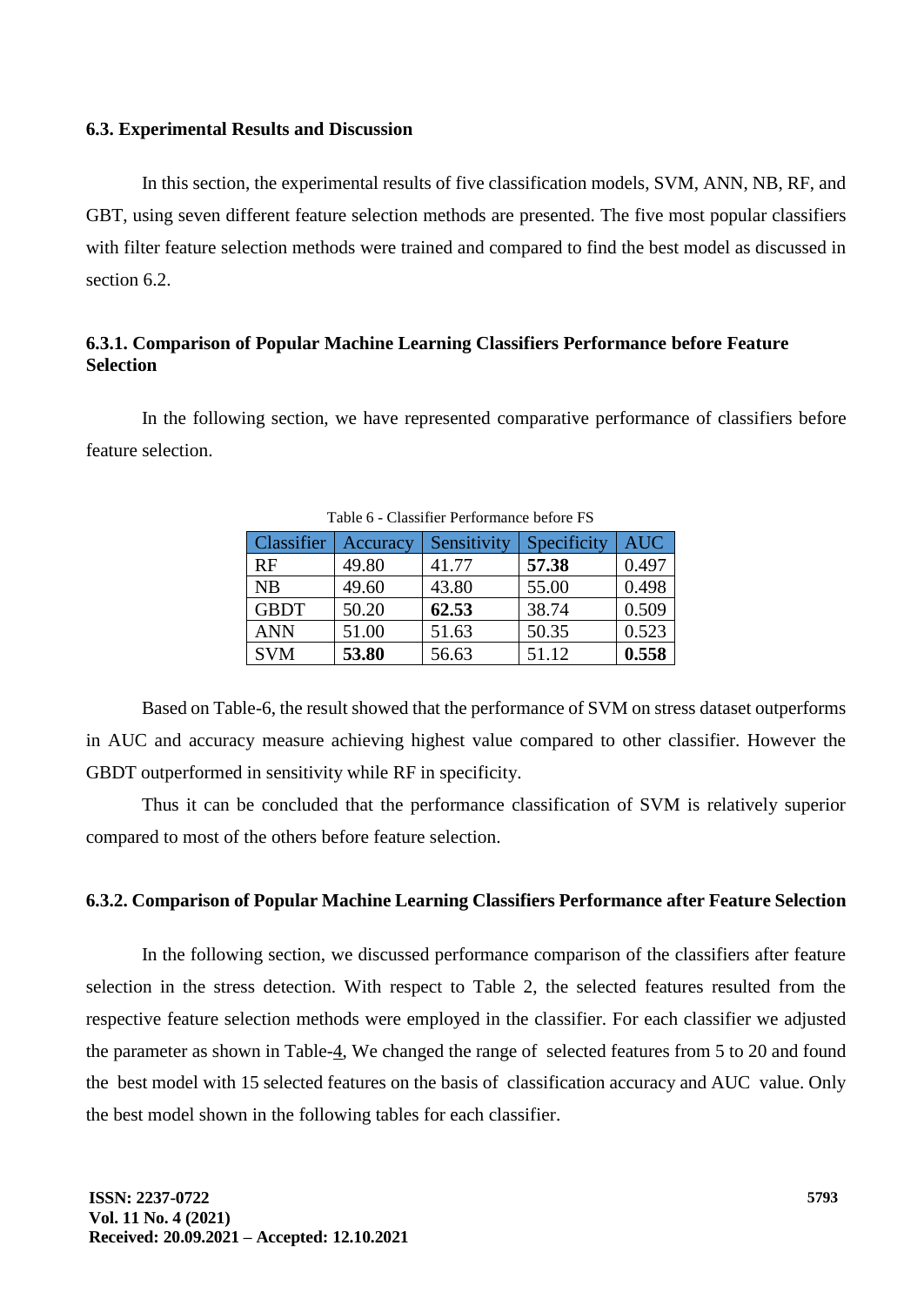### 6.3. Experimental Results and Discussion

In this section, the experimental results of five classification models, SVM, ANN, NB, RF, and GBT, using seven different feature selection methods are presented. The five most popular classifiers with filter feature selection methods were trained and compared to find the best model as discussed in section 6.2.

#### 6.3.1. Comparison of Popular Machine Learning Classifiers Performance before Feature Selection

In the following section, we have represented comparative performance of classifiers before feature selection.

Table 6 - Classifier Performance before FS

| Classifier | Accuracy | Sensitivity | Specificity | AUC |
|---|---|---|---|---|
| RF | 49.80 | 41.77 | **57.38** | 0.497 |
| NB | 49.60 | 43.80 | 55.00 | 0.498 |
| GBDT | 50.20 | **62.53** | 38.74 | 0.509 |
| ANN | 51.00 | 51.63 | 50.35 | 0.523 |
| SVM | **53.80** | 56.63 | 51.12 | **0.558** |

Based on Table-6, the result showed that the performance of SVM on stress dataset outperforms in AUC and accuracy measure achieving highest value compared to other classifier. However the GBDT outperformed in sensitivity while RF in specificity.

Thus it can be concluded that the performance classification of SVM is relatively superior compared to most of the others before feature selection.

#### 6.3.2. Comparison of Popular Machine Learning Classifiers Performance after Feature Selection

In the following section, we discussed performance comparison of the classifiers after feature selection in the stress detection. With respect to Table 2, the selected features resulted from the respective feature selection methods were employed in the classifier. For each classifier we adjusted the parameter as shown in Table-4, We changed the range of selected features from 5 to 20 and found the best model with 15 selected features on the basis of classification accuracy and AUC value. Only the best model shown in the following tables for each classifier.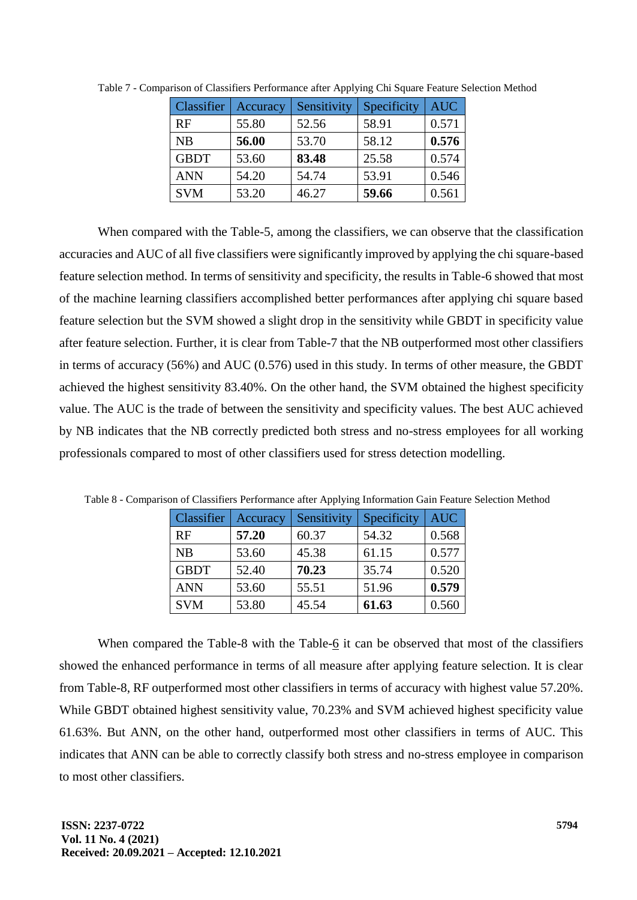Table 7 - Comparison of Classifiers Performance after Applying Chi Square Feature Selection Method

| Classifier | Accuracy | Sensitivity | Specificity | AUC |
|---|---|---|---|---|
| RF | 55.80 | 52.56 | 58.91 | 0.571 |
| NB | **56.00** | 53.70 | 58.12 | **0.576** |
| GBDT | 53.60 | **83.48** | 25.58 | 0.574 |
| ANN | 54.20 | 54.74 | 53.91 | 0.546 |
| SVM | 53.20 | 46.27 | **59.66** | 0.561 |

When compared with the Table-5, among the classifiers, we can observe that the classification accuracies and AUC of all five classifiers were significantly improved by applying the chi square-based feature selection method. In terms of sensitivity and specificity, the results in Table-6 showed that most of the machine learning classifiers accomplished better performances after applying chi square based feature selection but the SVM showed a slight drop in the sensitivity while GBDT in specificity value after feature selection. Further, it is clear from Table-7 that the NB outperformed most other classifiers in terms of accuracy (56%) and AUC (0.576) used in this study. In terms of other measure, the GBDT achieved the highest sensitivity 83.40%. On the other hand, the SVM obtained the highest specificity value. The AUC is the trade of between the sensitivity and specificity values. The best AUC achieved by NB indicates that the NB correctly predicted both stress and no-stress employees for all working professionals compared to most of other classifiers used for stress detection modelling.

Table 8 - Comparison of Classifiers Performance after Applying Information Gain Feature Selection Method

| Classifier | Accuracy | Sensitivity | Specificity | AUC |
|---|---|---|---|---|
| RF | **57.20** | 60.37 | 54.32 | 0.568 |
| NB | 53.60 | 45.38 | 61.15 | 0.577 |
| GBDT | 52.40 | **70.23** | 35.74 | 0.520 |
| ANN | 53.60 | 55.51 | 51.96 | **0.579** |
| SVM | 53.80 | 45.54 | **61.63** | 0.560 |

When compared the Table-8 with the Table-6 it can be observed that most of the classifiers showed the enhanced performance in terms of all measure after applying feature selection. It is clear from Table-8, RF outperformed most other classifiers in terms of accuracy with highest value 57.20%. While GBDT obtained highest sensitivity value, 70.23% and SVM achieved highest specificity value 61.63%. But ANN, on the other hand, outperformed most other classifiers in terms of AUC. This indicates that ANN can be able to correctly classify both stress and no-stress employee in comparison to most other classifiers.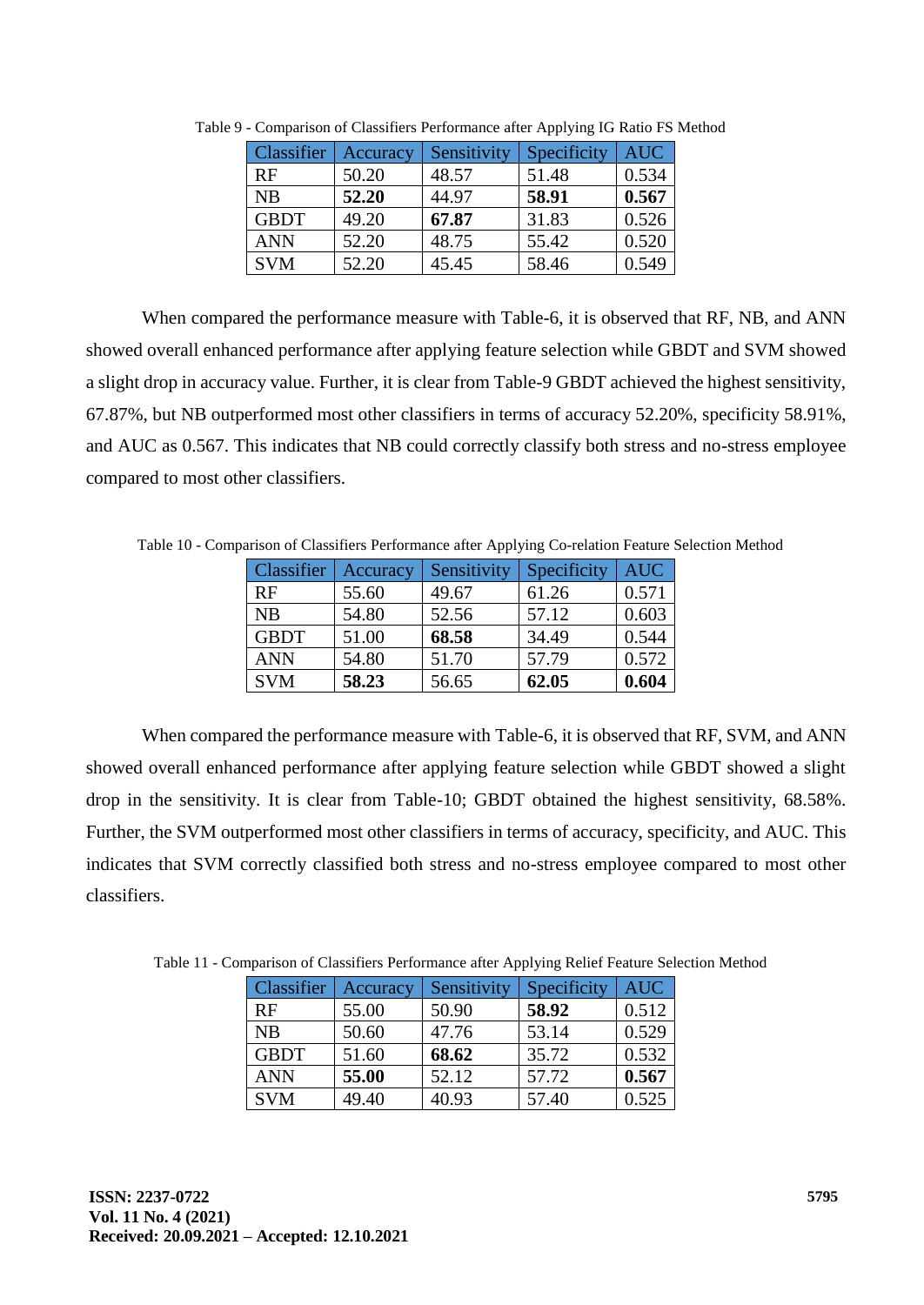Table 9 - Comparison of Classifiers Performance after Applying IG Ratio FS Method

| Classifier | Accuracy | Sensitivity | Specificity | AUC |
|---|---|---|---|---|
| RF | 50.20 | 48.57 | 51.48 | 0.534 |
| NB | **52.20** | 44.97 | **58.91** | **0.567** |
| GBDT | 49.20 | **67.87** | 31.83 | 0.526 |
| ANN | 52.20 | 48.75 | 55.42 | 0.520 |
| SVM | 52.20 | 45.45 | 58.46 | 0.549 |

When compared the performance measure with Table-6, it is observed that RF, NB, and ANN showed overall enhanced performance after applying feature selection while GBDT and SVM showed a slight drop in accuracy value. Further, it is clear from Table-9 GBDT achieved the highest sensitivity, 67.87%, but NB outperformed most other classifiers in terms of accuracy 52.20%, specificity 58.91%, and AUC as 0.567. This indicates that NB could correctly classify both stress and no-stress employee compared to most other classifiers.

Table 10 - Comparison of Classifiers Performance after Applying Co-relation Feature Selection Method

| Classifier | Accuracy | Sensitivity | Specificity | AUC |
|---|---|---|---|---|
| RF | 55.60 | 49.67 | 61.26 | 0.571 |
| NB | 54.80 | 52.56 | 57.12 | 0.603 |
| GBDT | 51.00 | **68.58** | 34.49 | 0.544 |
| ANN | 54.80 | 51.70 | 57.79 | 0.572 |
| SVM | **58.23** | 56.65 | **62.05** | **0.604** |

When compared the performance measure with Table-6, it is observed that RF, SVM, and ANN showed overall enhanced performance after applying feature selection while GBDT showed a slight drop in the sensitivity. It is clear from Table-10; GBDT obtained the highest sensitivity, 68.58%. Further, the SVM outperformed most other classifiers in terms of accuracy, specificity, and AUC. This indicates that SVM correctly classified both stress and no-stress employee compared to most other classifiers.

Table 11 - Comparison of Classifiers Performance after Applying Relief Feature Selection Method

| Classifier | Accuracy | Sensitivity | Specificity | AUC |
|---|---|---|---|---|
| RF | 55.00 | 50.90 | **58.92** | 0.512 |
| NB | 50.60 | 47.76 | 53.14 | 0.529 |
| GBDT | 51.60 | **68.62** | 35.72 | 0.532 |
| ANN | **55.00** | 52.12 | 57.72 | **0.567** |
| SVM | 49.40 | 40.93 | 57.40 | 0.525 |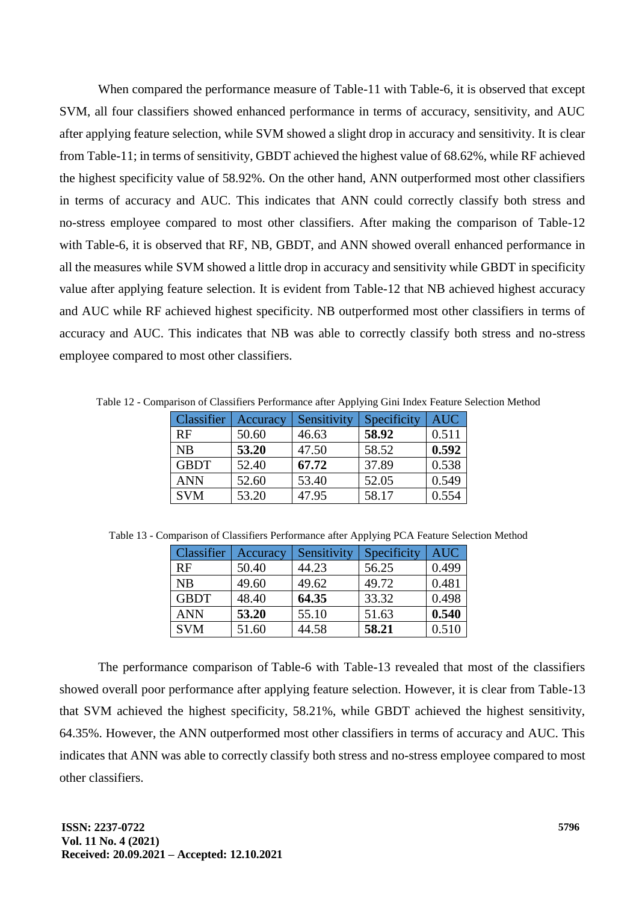When compared the performance measure of Table-11 with Table-6, it is observed that except SVM, all four classifiers showed enhanced performance in terms of accuracy, sensitivity, and AUC after applying feature selection, while SVM showed a slight drop in accuracy and sensitivity. It is clear from Table-11; in terms of sensitivity, GBDT achieved the highest value of 68.62%, while RF achieved the highest specificity value of 58.92%. On the other hand, ANN outperformed most other classifiers in terms of accuracy and AUC. This indicates that ANN could correctly classify both stress and no-stress employee compared to most other classifiers. After making the comparison of Table-12 with Table-6, it is observed that RF, NB, GBDT, and ANN showed overall enhanced performance in all the measures while SVM showed a little drop in accuracy and sensitivity while GBDT in specificity value after applying feature selection. It is evident from Table-12 that NB achieved highest accuracy and AUC while RF achieved highest specificity. NB outperformed most other classifiers in terms of accuracy and AUC. This indicates that NB was able to correctly classify both stress and no-stress employee compared to most other classifiers.

Table 12 - Comparison of Classifiers Performance after Applying Gini Index Feature Selection Method

| Classifier | Accuracy | Sensitivity | Specificity | AUC |
|---|---|---|---|---|
| RF | 50.60 | 46.63 | **58.92** | 0.511 |
| NB | **53.20** | 47.50 | 58.52 | **0.592** |
| GBDT | 52.40 | **67.72** | 37.89 | 0.538 |
| ANN | 52.60 | 53.40 | 52.05 | 0.549 |
| SVM | 53.20 | 47.95 | 58.17 | 0.554 |

Table 13 - Comparison of Classifiers Performance after Applying PCA Feature Selection Method

| Classifier | Accuracy | Sensitivity | Specificity | AUC |
|---|---|---|---|---|
| RF | 50.40 | 44.23 | 56.25 | 0.499 |
| NB | 49.60 | 49.62 | 49.72 | 0.481 |
| GBDT | 48.40 | **64.35** | 33.32 | 0.498 |
| ANN | **53.20** | 55.10 | 51.63 | **0.540** |
| SVM | 51.60 | 44.58 | **58.21** | 0.510 |

The performance comparison of Table-6 with Table-13 revealed that most of the classifiers showed overall poor performance after applying feature selection. However, it is clear from Table-13 that SVM achieved the highest specificity, 58.21%, while GBDT achieved the highest sensitivity, 64.35%. However, the ANN outperformed most other classifiers in terms of accuracy and AUC. This indicates that ANN was able to correctly classify both stress and no-stress employee compared to most other classifiers.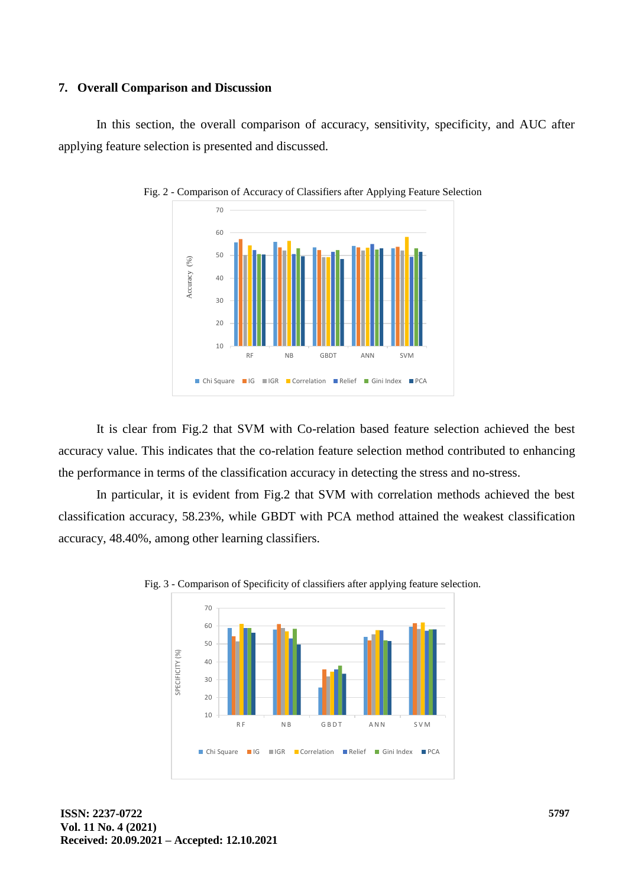## 7. Overall Comparison and Discussion

In this section, the overall comparison of accuracy, sensitivity, specificity, and AUC after applying feature selection is presented and discussed.

Fig. 2 - Comparison of Accuracy of Classifiers after Applying Feature Selection

It is clear from Fig.2 that SVM with Co-relation based feature selection achieved the best accuracy value. This indicates that the co-relation feature selection method contributed to enhancing the performance in terms of the classification accuracy in detecting the stress and no-stress.

In particular, it is evident from Fig.2 that SVM with correlation methods achieved the best classification accuracy, 58.23%, while GBDT with PCA method attained the weakest classification accuracy, 48.40%, among other learning classifiers.

Fig. 3 - Comparison of Specificity of classifiers after applying feature selection.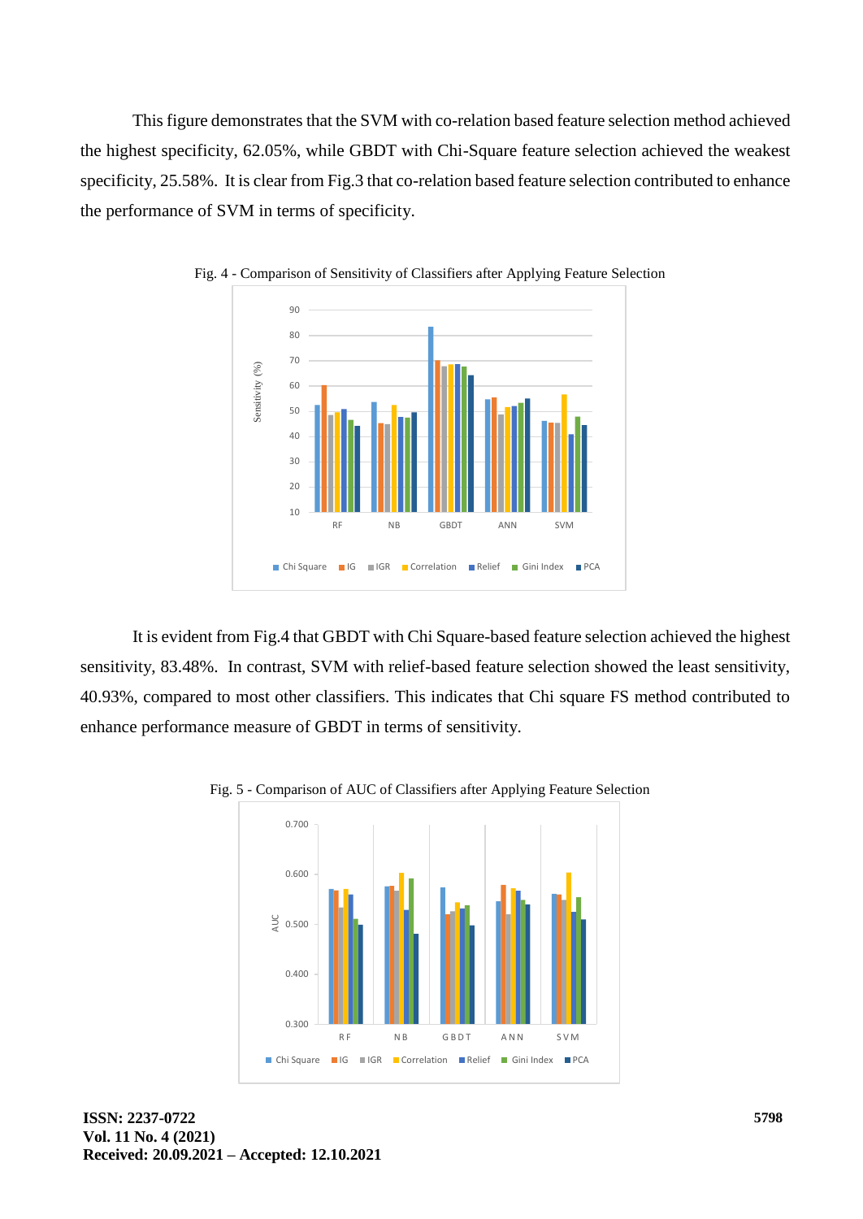This figure demonstrates that the SVM with co-relation based feature selection method achieved the highest specificity, 62.05%, while GBDT with Chi-Square feature selection achieved the weakest specificity, 25.58%. It is clear from Fig.3 that co-relation based feature selection contributed to enhance the performance of SVM in terms of specificity.

Fig. 4 - Comparison of Sensitivity of Classifiers after Applying Feature Selection

It is evident from Fig.4 that GBDT with Chi Square-based feature selection achieved the highest sensitivity, 83.48%. In contrast, SVM with relief-based feature selection showed the least sensitivity, 40.93%, compared to most other classifiers. This indicates that Chi square FS method contributed to enhance performance measure of GBDT in terms of sensitivity.

Fig. 5 - Comparison of AUC of Classifiers after Applying Feature Selection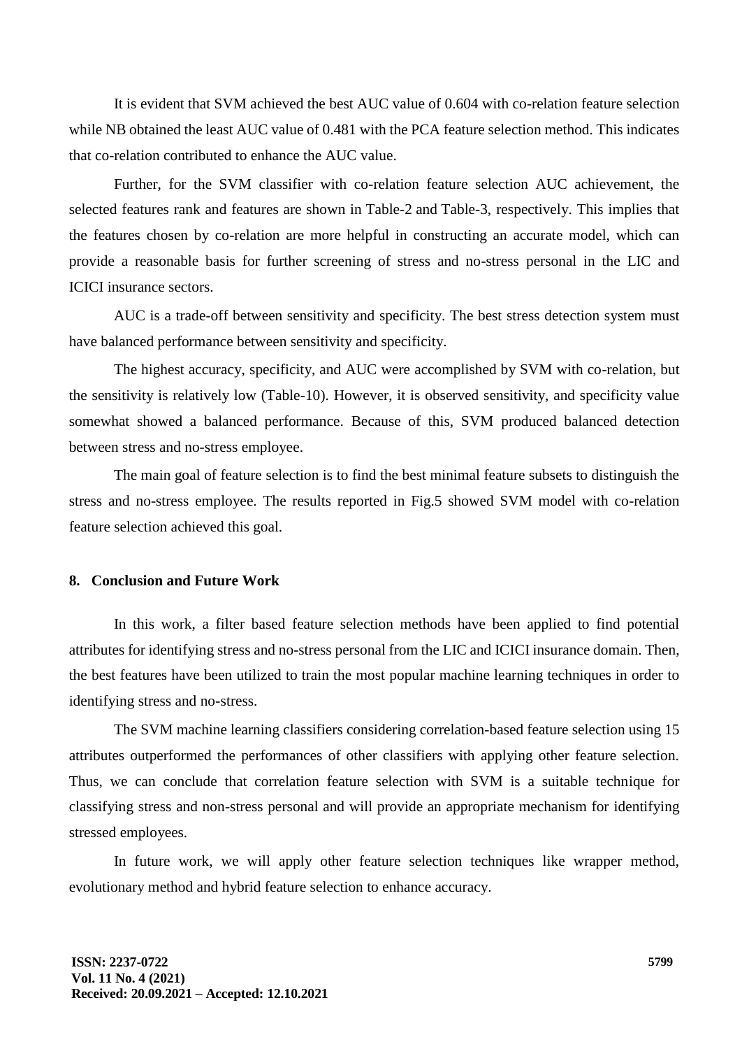It is evident that SVM achieved the best AUC value of 0.604 with co-relation feature selection while NB obtained the least AUC value of 0.481 with the PCA feature selection method. This indicates that co-relation contributed to enhance the AUC value.

Further, for the SVM classifier with co-relation feature selection AUC achievement, the selected features rank and features are shown in Table-2 and Table-3, respectively. This implies that the features chosen by co-relation are more helpful in constructing an accurate model, which can provide a reasonable basis for further screening of stress and no-stress personal in the LIC and ICICI insurance sectors.

AUC is a trade-off between sensitivity and specificity. The best stress detection system must have balanced performance between sensitivity and specificity.

The highest accuracy, specificity, and AUC were accomplished by SVM with co-relation, but the sensitivity is relatively low (Table-10). However, it is observed sensitivity, and specificity value somewhat showed a balanced performance. Because of this, SVM produced balanced detection between stress and no-stress employee.

The main goal of feature selection is to find the best minimal feature subsets to distinguish the stress and no-stress employee. The results reported in Fig.5 showed SVM model with co-relation feature selection achieved this goal.

## 8. Conclusion and Future Work

In this work, a filter based feature selection methods have been applied to find potential attributes for identifying stress and no-stress personal from the LIC and ICICI insurance domain. Then, the best features have been utilized to train the most popular machine learning techniques in order to identifying stress and no-stress.

The SVM machine learning classifiers considering correlation-based feature selection using 15 attributes outperformed the performances of other classifiers with applying other feature selection. Thus, we can conclude that correlation feature selection with SVM is a suitable technique for classifying stress and non-stress personal and will provide an appropriate mechanism for identifying stressed employees.

In future work, we will apply other feature selection techniques like wrapper method, evolutionary method and hybrid feature selection to enhance accuracy.

**Received: 20.09.2021 – Accepted: 12.10.2021**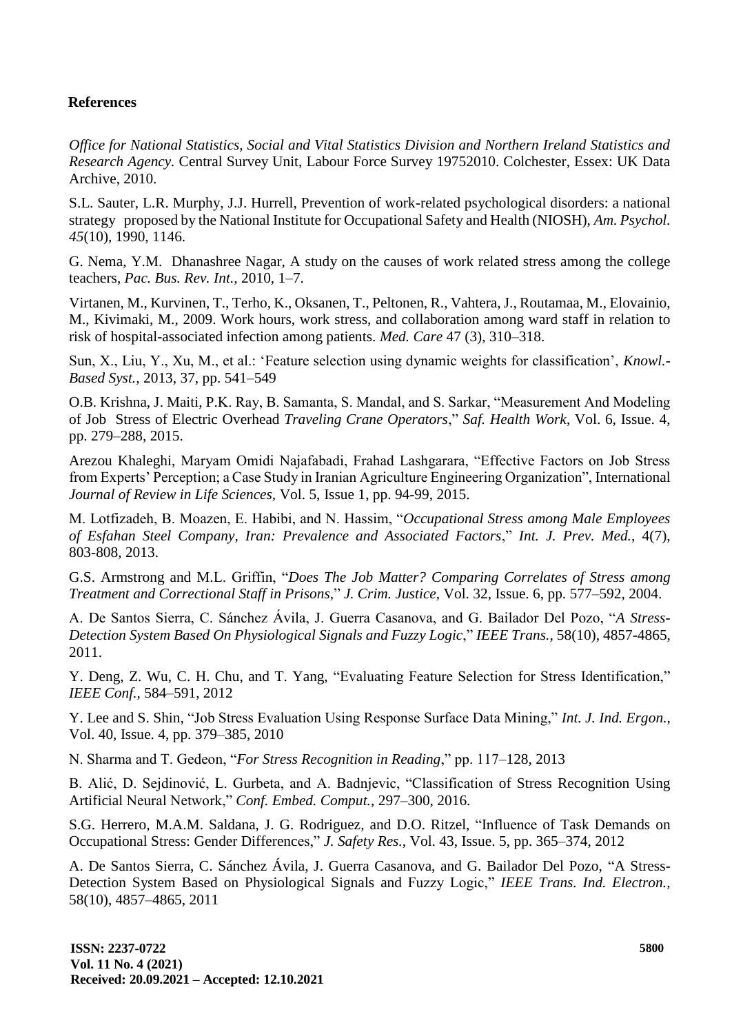## References

*Office for National Statistics, Social and Vital Statistics Division and Northern Ireland Statistics and Research Agency.* Central Survey Unit, Labour Force Survey 19752010. Colchester, Essex: UK Data Archive, 2010.

S.L. Sauter, L.R. Murphy, J.J. Hurrell, Prevention of work-related psychological disorders: a national strategy proposed by the National Institute for Occupational Safety and Health (NIOSH), *Am. Psychol. 45*(10), 1990, 1146.

G. Nema, Y.M. Dhanashree Nagar, A study on the causes of work related stress among the college teachers, *Pac. Bus. Rev. Int.*, 2010, 1–7.

Virtanen, M., Kurvinen, T., Terho, K., Oksanen, T., Peltonen, R., Vahtera, J., Routamaa, M., Elovainio, M., Kivimaki, M., 2009. Work hours, work stress, and collaboration among ward staff in relation to risk of hospital-associated infection among patients. *Med. Care* 47 (3), 310–318.

Sun, X., Liu, Y., Xu, M., et al.: 'Feature selection using dynamic weights for classification', *Knowl.-Based Syst.*, 2013, 37, pp. 541–549

O.B. Krishna, J. Maiti, P.K. Ray, B. Samanta, S. Mandal, and S. Sarkar, "Measurement And Modeling of Job Stress of Electric Overhead *Traveling Crane Operators*," *Saf. Health Work*, Vol. 6, Issue. 4, pp. 279–288, 2015.

Arezou Khaleghi, Maryam Omidi Najafabadi, Frahad Lashgarara, "Effective Factors on Job Stress from Experts' Perception; a Case Study in Iranian Agriculture Engineering Organization", International *Journal of Review in Life Sciences*, Vol. 5, Issue 1, pp. 94-99, 2015.

M. Lotfizadeh, B. Moazen, E. Habibi, and N. Hassim, "*Occupational Stress among Male Employees of Esfahan Steel Company, Iran: Prevalence and Associated Factors*," *Int. J. Prev. Med.*, 4(7), 803-808, 2013.

G.S. Armstrong and M.L. Griffin, "*Does The Job Matter? Comparing Correlates of Stress among Treatment and Correctional Staff in Prisons*," *J. Crim. Justice*, Vol. 32, Issue. 6, pp. 577–592, 2004.

A. De Santos Sierra, C. Sánchez Ávila, J. Guerra Casanova, and G. Bailador Del Pozo, "*A Stress-Detection System Based On Physiological Signals and Fuzzy Logic*," *IEEE Trans.*, 58(10), 4857-4865, 2011.

Y. Deng, Z. Wu, C. H. Chu, and T. Yang, "Evaluating Feature Selection for Stress Identification," *IEEE Conf.*, 584–591, 2012

Y. Lee and S. Shin, "Job Stress Evaluation Using Response Surface Data Mining," *Int. J. Ind. Ergon.*, Vol. 40, Issue. 4, pp. 379–385, 2010

N. Sharma and T. Gedeon, "*For Stress Recognition in Reading*," pp. 117–128, 2013

B. Alić, D. Sejdinović, L. Gurbeta, and A. Badnjevic, "Classification of Stress Recognition Using Artificial Neural Network," *Conf. Embed. Comput.*, 297–300, 2016.

S.G. Herrero, M.A.M. Saldana, J. G. Rodriguez, and D.O. Ritzel, "Influence of Task Demands on Occupational Stress: Gender Differences," *J. Safety Res.*, Vol. 43, Issue. 5, pp. 365–374, 2012

A. De Santos Sierra, C. Sánchez Ávila, J. Guerra Casanova, and G. Bailador Del Pozo, "A Stress-Detection System Based on Physiological Signals and Fuzzy Logic," *IEEE Trans. Ind. Electron.*, 58(10), 4857–4865, 2011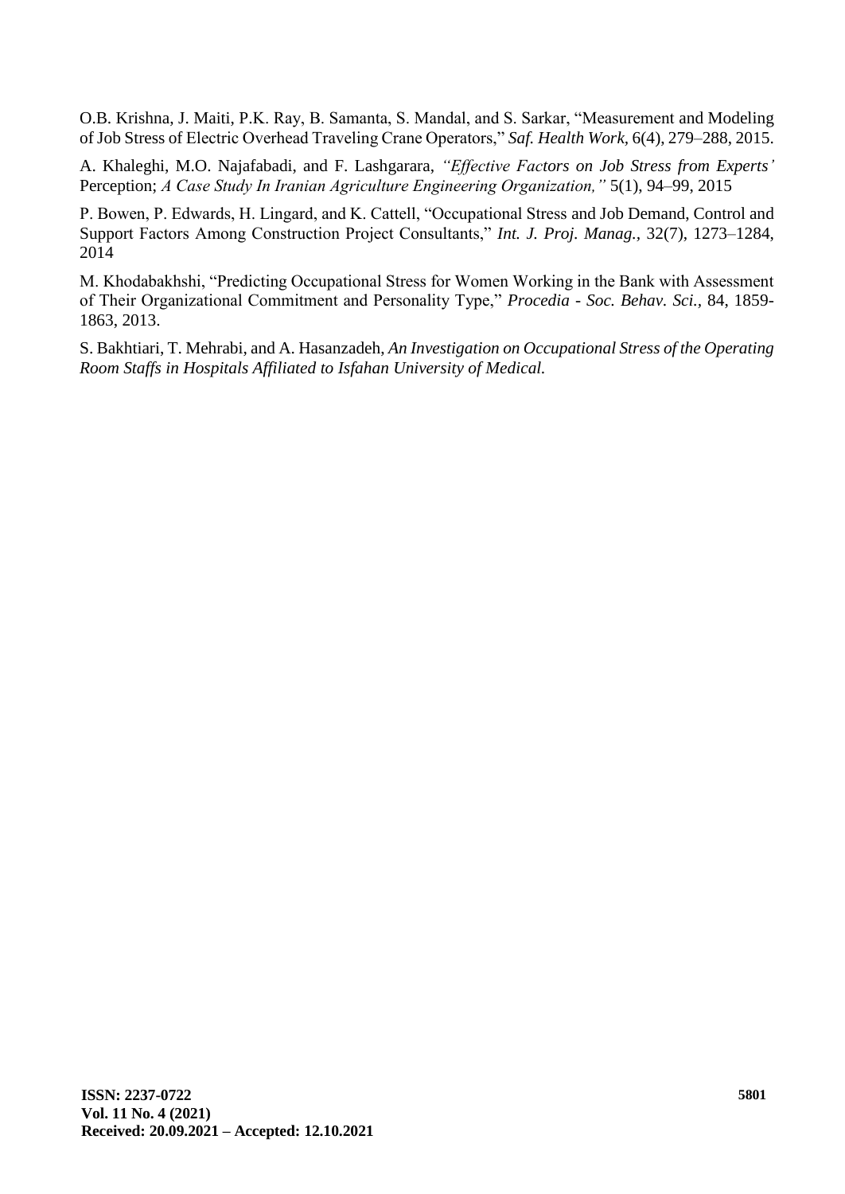O.B. Krishna, J. Maiti, P.K. Ray, B. Samanta, S. Mandal, and S. Sarkar, "Measurement and Modeling of Job Stress of Electric Overhead Traveling Crane Operators," *Saf. Health Work*, 6(4), 279–288, 2015.

A. Khaleghi, M.O. Najafabadi, and F. Lashgarara, *"Effective Factors on Job Stress from Experts'* Perception; *A Case Study In Iranian Agriculture Engineering Organization,"* 5(1), 94–99, 2015

P. Bowen, P. Edwards, H. Lingard, and K. Cattell, "Occupational Stress and Job Demand, Control and Support Factors Among Construction Project Consultants," *Int. J. Proj. Manag.*, 32(7), 1273–1284, 2014

M. Khodabakhshi, "Predicting Occupational Stress for Women Working in the Bank with Assessment of Their Organizational Commitment and Personality Type," *Procedia - Soc. Behav. Sci.*, 84, 1859-1863, 2013.

S. Bakhtiari, T. Mehrabi, and A. Hasanzadeh, *An Investigation on Occupational Stress of the Operating Room Staffs in Hospitals Affiliated to Isfahan University of Medical.*